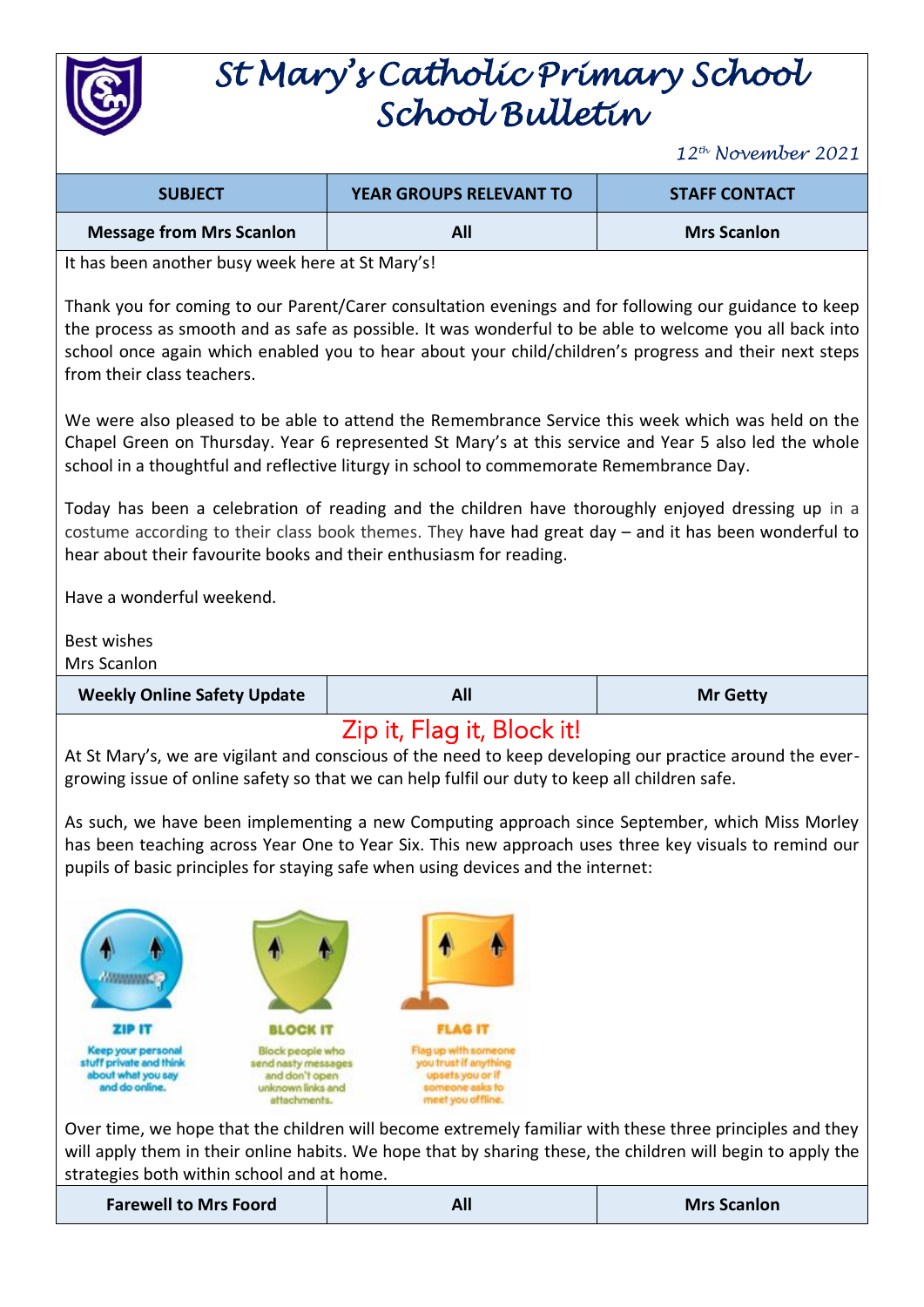# St Mary's Catholic Primary School
# School Bulletin

*12th November 2021*

| SUBJECT | YEAR GROUPS RELEVANT TO | STAFF CONTACT |
|---|---|---|
| **Message from Mrs Scanlon** | **All** | **Mrs Scanlon** |

It has been another busy week here at St Mary's!

Thank you for coming to our Parent/Carer consultation evenings and for following our guidance to keep the process as smooth and as safe as possible. It was wonderful to be able to welcome you all back into school once again which enabled you to hear about your child/children's progress and their next steps from their class teachers.

We were also pleased to be able to attend the Remembrance Service this week which was held on the Chapel Green on Thursday. Year 6 represented St Mary's at this service and Year 5 also led the whole school in a thoughtful and reflective liturgy in school to commemorate Remembrance Day.

Today has been a celebration of reading and the children have thoroughly enjoyed dressing up in a costume according to their class book themes. They have had great day – and it has been wonderful to hear about their favourite books and their enthusiasm for reading.

Have a wonderful weekend.

Best wishes
Mrs Scanlon

| **Weekly Online Safety Update** | **All** | **Mr Getty** |
|---|---|---|

## Zip it, Flag it, Block it!

At St Mary's, we are vigilant and conscious of the need to keep developing our practice around the ever-growing issue of online safety so that we can help fulfil our duty to keep all children safe.

As such, we have been implementing a new Computing approach since September, which Miss Morley has been teaching across Year One to Year Six. This new approach uses three key visuals to remind our pupils of basic principles for staying safe when using devices and the internet:

**ZIP IT** – Keep your personal stuff private and think about what you say and do online.

**BLOCK IT** – Block people who send nasty messages and don't open unknown links and attachments.

**FLAG IT** – Flag up with someone you trust if anything upsets you or if someone asks to meet you offline.

Over time, we hope that the children will become extremely familiar with these three principles and they will apply them in their online habits. We hope that by sharing these, the children will begin to apply the strategies both within school and at home.

| **Farewell to Mrs Foord** | **All** | **Mrs Scanlon** |
|---|---|---|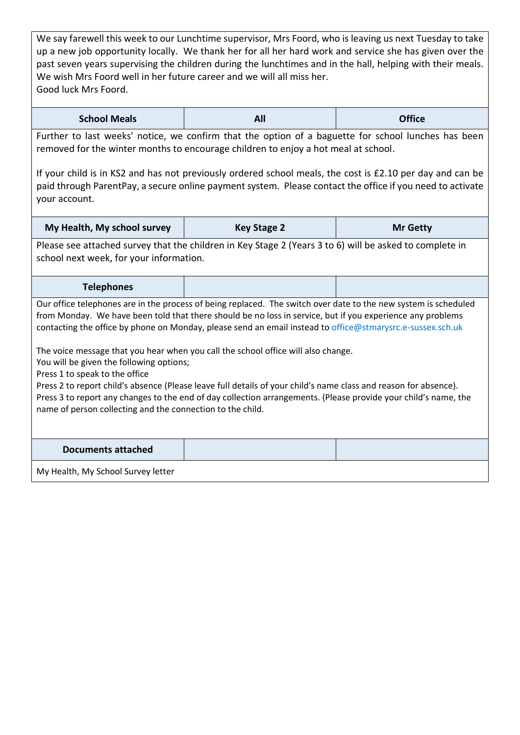We say farewell this week to our Lunchtime supervisor, Mrs Foord, who is leaving us next Tuesday to take up a new job opportunity locally. We thank her for all her hard work and service she has given over the past seven years supervising the children during the lunchtimes and in the hall, helping with their meals. We wish Mrs Foord well in her future career and we will all miss her.
Good luck Mrs Foord.

| School Meals | All | Office |
|---|---|---|

Further to last weeks' notice, we confirm that the option of a baguette for school lunches has been removed for the winter months to encourage children to enjoy a hot meal at school.

If your child is in KS2 and has not previously ordered school meals, the cost is £2.10 per day and can be paid through ParentPay, a secure online payment system. Please contact the office if you need to activate your account.

| My Health, My school survey | Key Stage 2 | Mr Getty |
|---|---|---|

Please see attached survey that the children in Key Stage 2 (Years 3 to 6) will be asked to complete in school next week, for your information.

| Telephones | | |
|---|---|---|

Our office telephones are in the process of being replaced. The switch over date to the new system is scheduled from Monday. We have been told that there should be no loss in service, but if you experience any problems contacting the office by phone on Monday, please send an email instead to office@stmarysrc.e-sussex.sch.uk

The voice message that you hear when you call the school office will also change.
You will be given the following options;
Press 1 to speak to the office
Press 2 to report child's absence (Please leave full details of your child's name class and reason for absence).
Press 3 to report any changes to the end of day collection arrangements. (Please provide your child's name, the name of person collecting and the connection to the child.

| Documents attached | | |
|---|---|---|

My Health, My School Survey letter